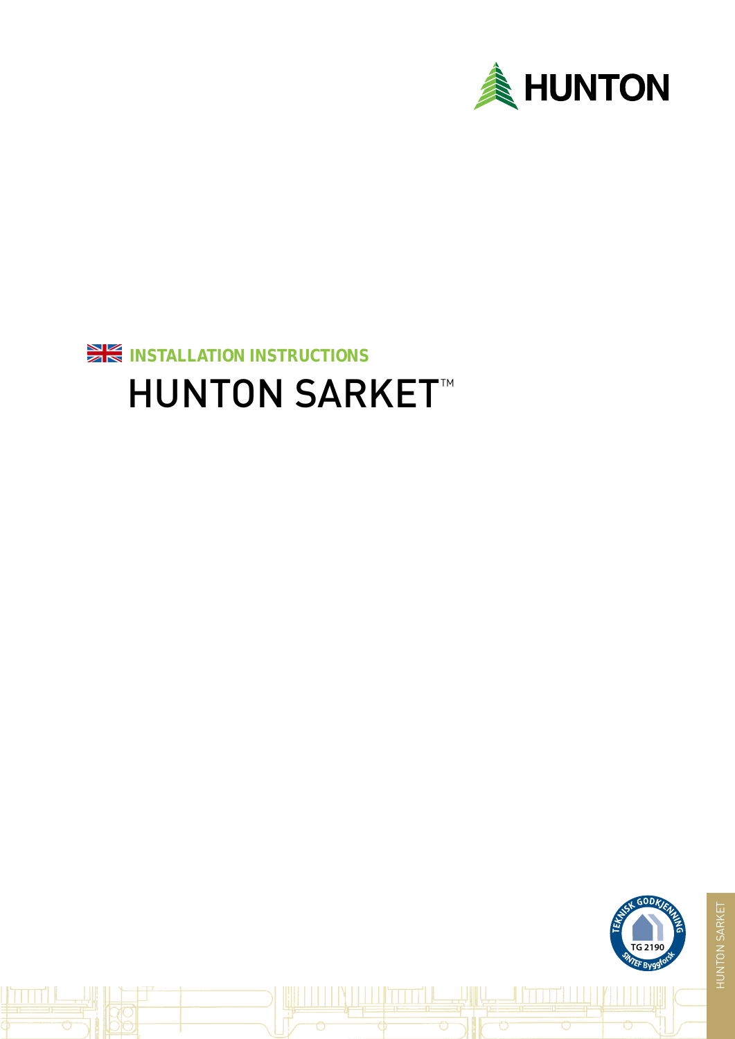HUNTON

INSTALLATION INSTRUCTIONS

# HUNTON SARKET™

TEKNISK GODKJENNING TG 2190 SINTEF Byggforsk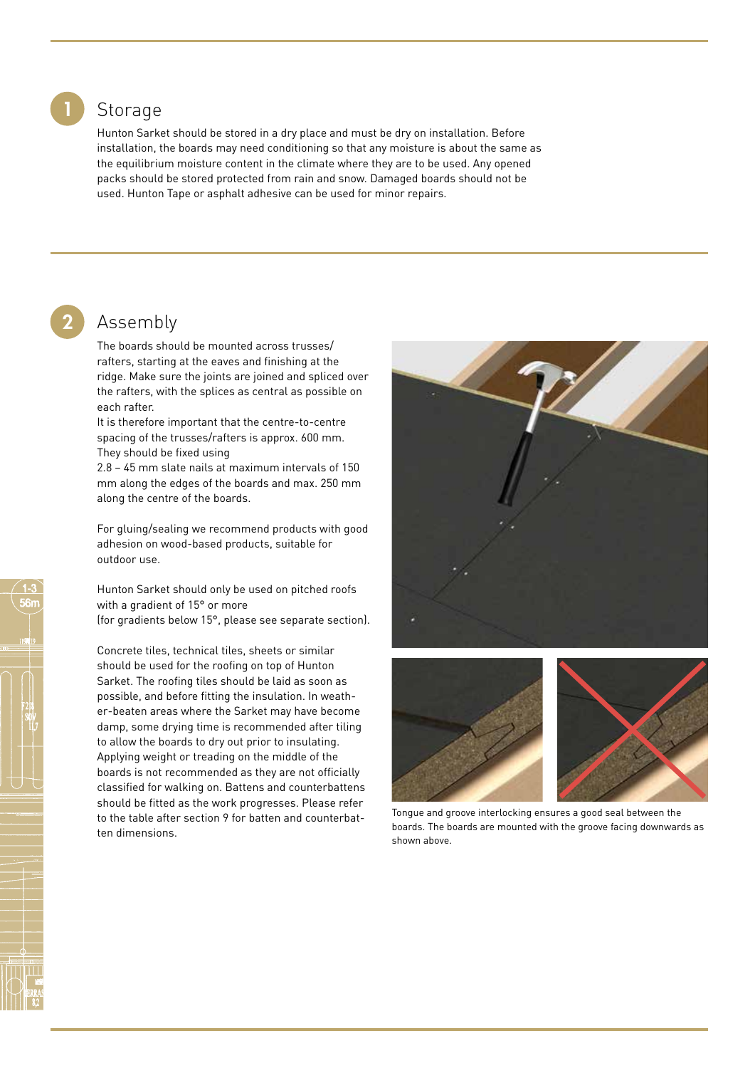## 1 Storage

Hunton Sarket should be stored in a dry place and must be dry on installation. Before installation, the boards may need conditioning so that any moisture is about the same as the equilibrium moisture content in the climate where they are to be used. Any opened packs should be stored protected from rain and snow. Damaged boards should not be used. Hunton Tape or asphalt adhesive can be used for minor repairs.

## 2 Assembly

The boards should be mounted across trusses/ rafters, starting at the eaves and finishing at the ridge. Make sure the joints are joined and spliced over the rafters, with the splices as central as possible on each rafter.
It is therefore important that the centre-to-centre spacing of the trusses/rafters is approx. 600 mm. They should be fixed using
2.8 – 45 mm slate nails at maximum intervals of 150 mm along the edges of the boards and max. 250 mm along the centre of the boards.

For gluing/sealing we recommend products with good adhesion on wood-based products, suitable for outdoor use.

Hunton Sarket should only be used on pitched roofs with a gradient of 15° or more
(for gradients below 15°, please see separate section).

Concrete tiles, technical tiles, sheets or similar should be used for the roofing on top of Hunton Sarket. The roofing tiles should be laid as soon as possible, and before fitting the insulation. In weather-beaten areas where the Sarket may have become damp, some drying time is recommended after tiling to allow the boards to dry out prior to insulating. Applying weight or treading on the middle of the boards is not recommended as they are not officially classified for walking on. Battens and counterbattens should be fitted as the work progresses. Please refer to the table after section 9 for batten and counterbatten dimensions.

Tongue and groove interlocking ensures a good seal between the boards. The boards are mounted with the groove facing downwards as shown above.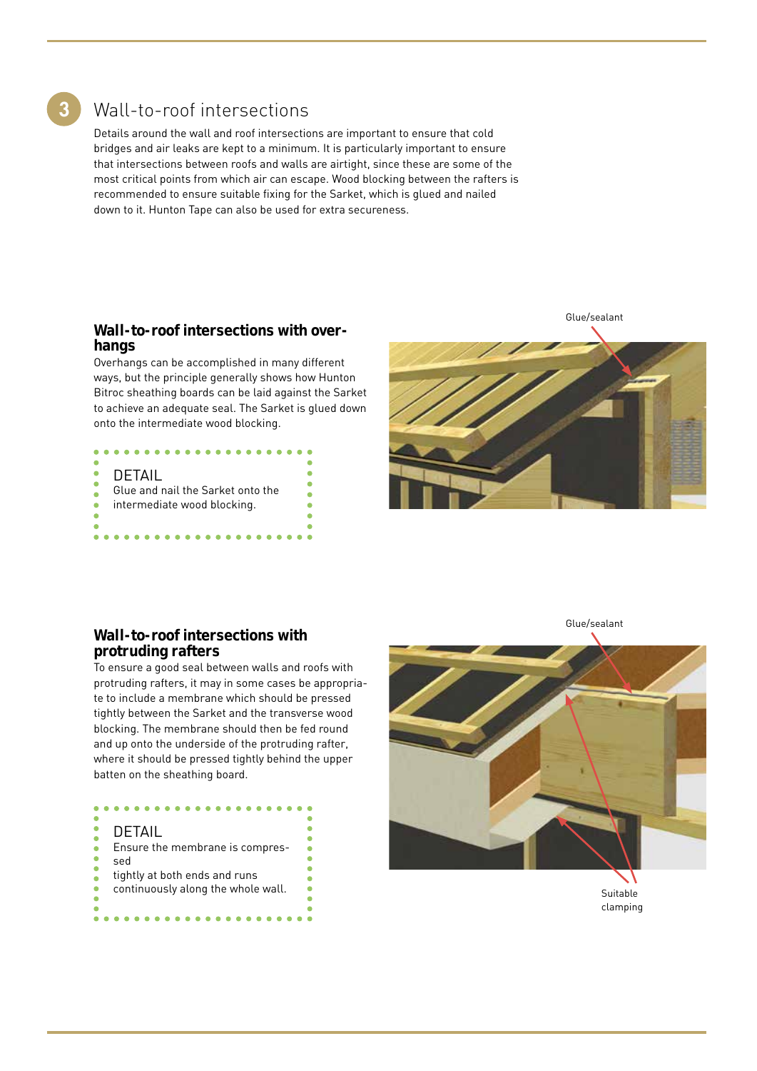## 3 Wall-to-roof intersections

Details around the wall and roof intersections are important to ensure that cold bridges and air leaks are kept to a minimum. It is particularly important to ensure that intersections between roofs and walls are airtight, since these are some of the most critical points from which air can escape. Wood blocking between the rafters is recommended to ensure suitable fixing for the Sarket, which is glued and nailed down to it. Hunton Tape can also be used for extra secureness.

### Wall-to-roof intersections with overhangs

Overhangs can be accomplished in many different ways, but the principle generally shows how Hunton Bitroc sheathing boards can be laid against the Sarket to achieve an adequate seal. The Sarket is glued down onto the intermediate wood blocking.

DETAIL
Glue and nail the Sarket onto the intermediate wood blocking.

Glue/sealant

### Wall-to-roof intersections with protruding rafters

To ensure a good seal between walls and roofs with protruding rafters, it may in some cases be appropriate to include a membrane which should be pressed tightly between the Sarket and the transverse wood blocking. The membrane should then be fed round and up onto the underside of the protruding rafter, where it should be pressed tightly behind the upper batten on the sheathing board.

DETAIL
Ensure the membrane is compressed tightly at both ends and runs continuously along the whole wall.

Glue/sealant

Suitable clamping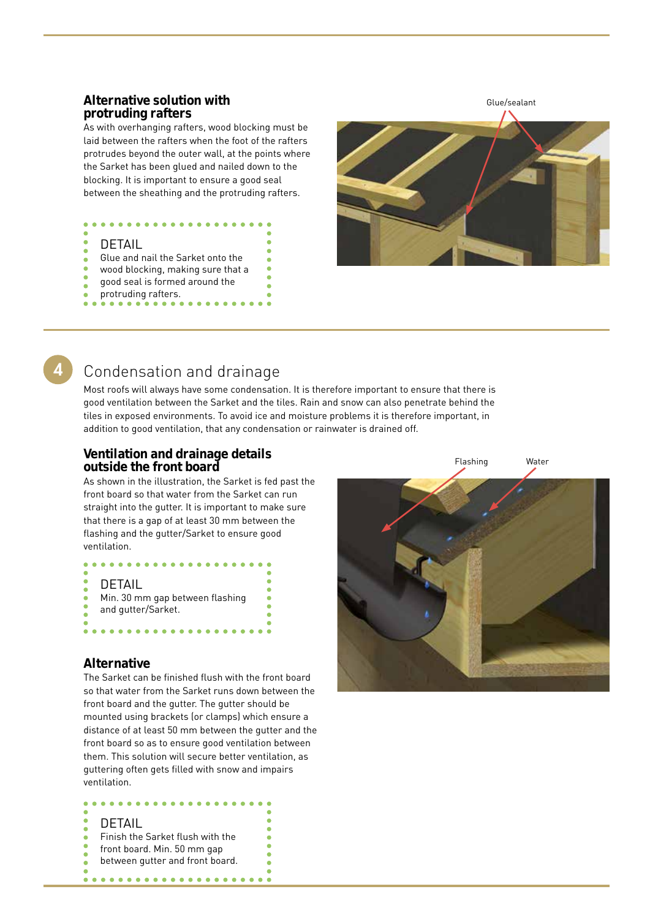### Alternative solution with protruding rafters

As with overhanging rafters, wood blocking must be laid between the rafters when the foot of the rafters protrudes beyond the outer wall, at the points where the Sarket has been glued and nailed down to the blocking. It is important to ensure a good seal between the sheathing and the protruding rafters.

> DETAIL
> Glue and nail the Sarket onto the wood blocking, making sure that a good seal is formed around the protruding rafters.

Glue/sealant

## 4 Condensation and drainage

Most roofs will always have some condensation. It is therefore important to ensure that there is good ventilation between the Sarket and the tiles. Rain and snow can also penetrate behind the tiles in exposed environments. To avoid ice and moisture problems it is therefore important, in addition to good ventilation, that any condensation or rainwater is drained off.

### Ventilation and drainage details outside the front board

As shown in the illustration, the Sarket is fed past the front board so that water from the Sarket can run straight into the gutter. It is important to make sure that there is a gap of at least 30 mm between the flashing and the gutter/Sarket to ensure good ventilation.

> DETAIL
> Min. 30 mm gap between flashing and gutter/Sarket.

Flashing     Water

### Alternative

The Sarket can be finished flush with the front board so that water from the Sarket runs down between the front board and the gutter. The gutter should be mounted using brackets (or clamps) which ensure a distance of at least 50 mm between the gutter and the front board so as to ensure good ventilation between them. This solution will secure better ventilation, as guttering often gets filled with snow and impairs ventilation.

> DETAIL
> Finish the Sarket flush with the front board. Min. 50 mm gap between gutter and front board.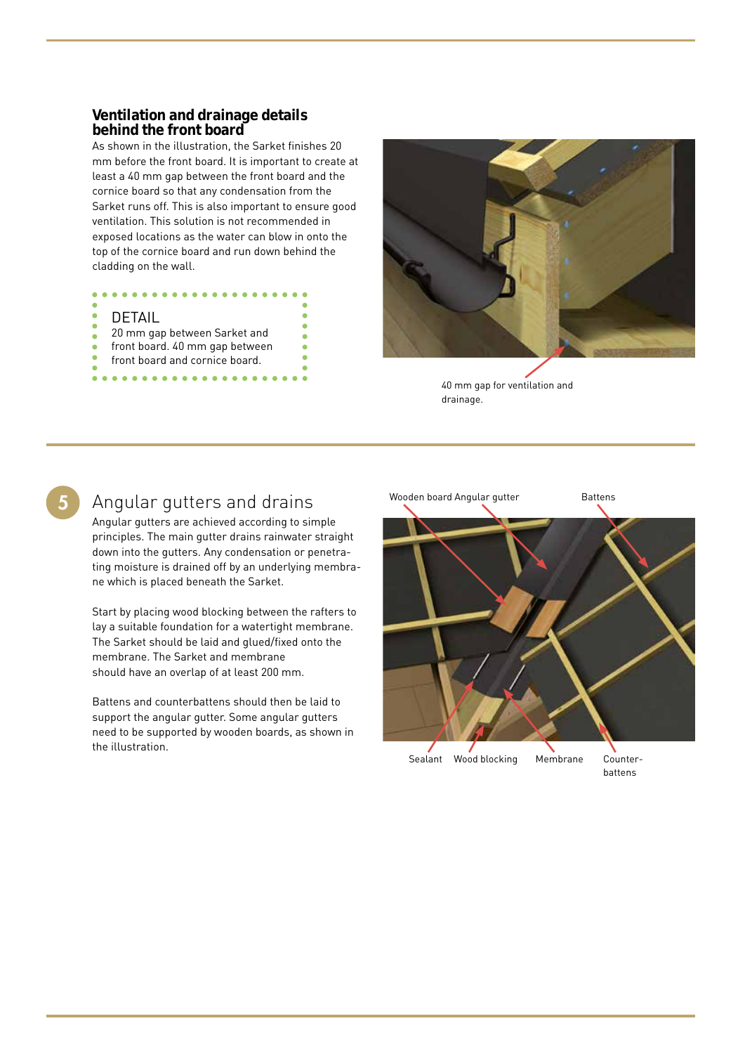## Ventilation and drainage details behind the front board

As shown in the illustration, the Sarket finishes 20 mm before the front board. It is important to create at least a 40 mm gap between the front board and the cornice board so that any condensation from the Sarket runs off. This is also important to ensure good ventilation. This solution is not recommended in exposed locations as the water can blow in onto the top of the cornice board and run down behind the cladding on the wall.

DETAIL
20 mm gap between Sarket and front board. 40 mm gap between front board and cornice board.

40 mm gap for ventilation and drainage.

## 5 Angular gutters and drains

Angular gutters are achieved according to simple principles. The main gutter drains rainwater straight down into the gutters. Any condensation or penetrating moisture is drained off by an underlying membrane which is placed beneath the Sarket.

Start by placing wood blocking between the rafters to lay a suitable foundation for a watertight membrane. The Sarket should be laid and glued/fixed onto the membrane. The Sarket and membrane should have an overlap of at least 200 mm.

Battens and counterbattens should then be laid to support the angular gutter. Some angular gutters need to be supported by wooden boards, as shown in the illustration.

Wooden board Angular gutter Battens

Sealant Wood blocking Membrane Counter-battens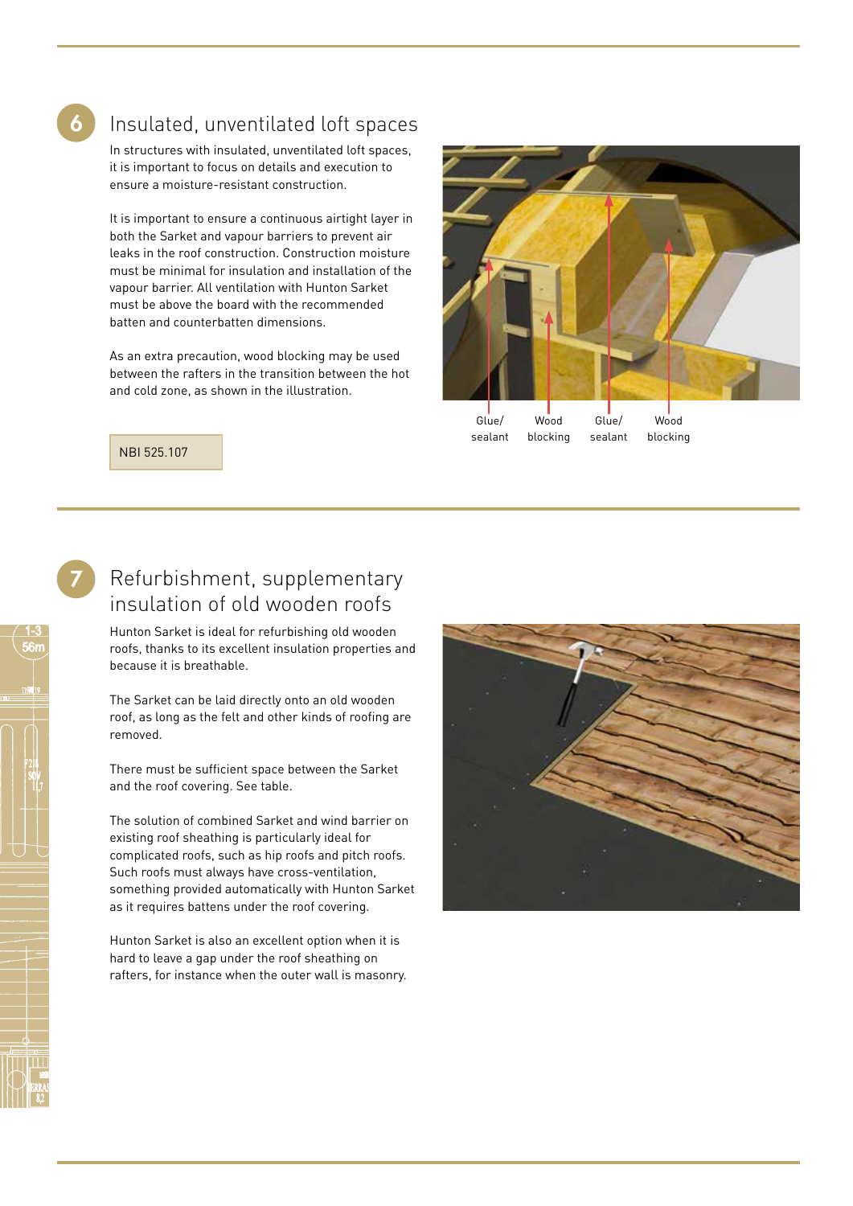## 6 Insulated, unventilated loft spaces

In structures with insulated, unventilated loft spaces, it is important to focus on details and execution to ensure a moisture-resistant construction.

It is important to ensure a continuous airtight layer in both the Sarket and vapour barriers to prevent air leaks in the roof construction. Construction moisture must be minimal for insulation and installation of the vapour barrier. All ventilation with Hunton Sarket must be above the board with the recommended batten and counterbatten dimensions.

As an extra precaution, wood blocking may be used between the rafters in the transition between the hot and cold zone, as shown in the illustration.

NBI 525.107

Glue/sealant — Wood blocking — Glue/sealant — Wood blocking

## 7 Refurbishment, supplementary insulation of old wooden roofs

Hunton Sarket is ideal for refurbishing old wooden roofs, thanks to its excellent insulation properties and because it is breathable.

The Sarket can be laid directly onto an old wooden roof, as long as the felt and other kinds of roofing are removed.

There must be sufficient space between the Sarket and the roof covering. See table.

The solution of combined Sarket and wind barrier on existing roof sheathing is particularly ideal for complicated roofs, such as hip roofs and pitch roofs. Such roofs must always have cross-ventilation, something provided automatically with Hunton Sarket as it requires battens under the roof covering.

Hunton Sarket is also an excellent option when it is hard to leave a gap under the roof sheathing on rafters, for instance when the outer wall is masonry.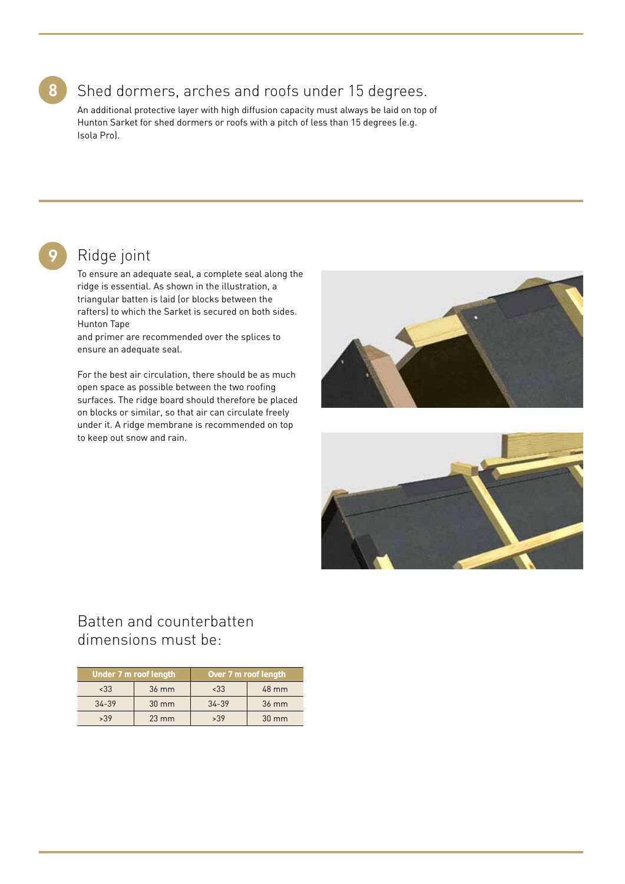## 8 Shed dormers, arches and roofs under 15 degrees.

An additional protective layer with high diffusion capacity must always be laid on top of Hunton Sarket for shed dormers or roofs with a pitch of less than 15 degrees (e.g. Isola Pro).

## 9 Ridge joint

To ensure an adequate seal, a complete seal along the ridge is essential. As shown in the illustration, a triangular batten is laid (or blocks between the rafters) to which the Sarket is secured on both sides. Hunton Tape and primer are recommended over the splices to ensure an adequate seal.

For the best air circulation, there should be as much open space as possible between the two roofing surfaces. The ridge board should therefore be placed on blocks or similar, so that air can circulate freely under it. A ridge membrane is recommended on top to keep out snow and rain.

### Batten and counterbatten dimensions must be:

| Under 7 m roof length | | Over 7 m roof length | |
|---|---|---|---|
| <33 | 36 mm | <33 | 48 mm |
| 34-39 | 30 mm | 34-39 | 36 mm |
| >39 | 23 mm | >39 | 30 mm |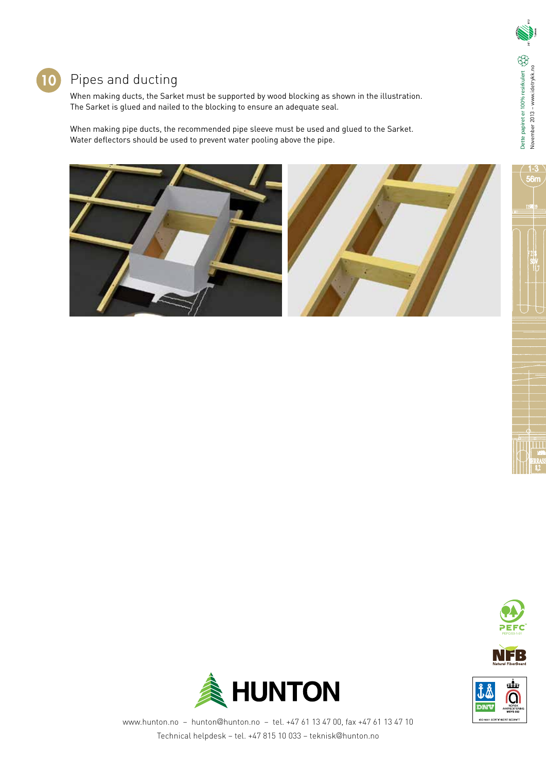## 10 Pipes and ducting

When making ducts, the Sarket must be supported by wood blocking as shown in the illustration. The Sarket is glued and nailed to the blocking to ensure an adequate seal.

When making pipe ducts, the recommended pipe sleeve must be used and glued to the Sarket. Water deflectors should be used to prevent water pooling above the pipe.

Dette papiret er 100% resirkulert
November 2013 – www.idetrykk.no

HUNTON

www.hunton.no – hunton@hunton.no – tel. +47 61 13 47 00, fax +47 61 13 47 10
Technical helpdesk – tel. +47 815 10 033 – teknisk@hunton.no